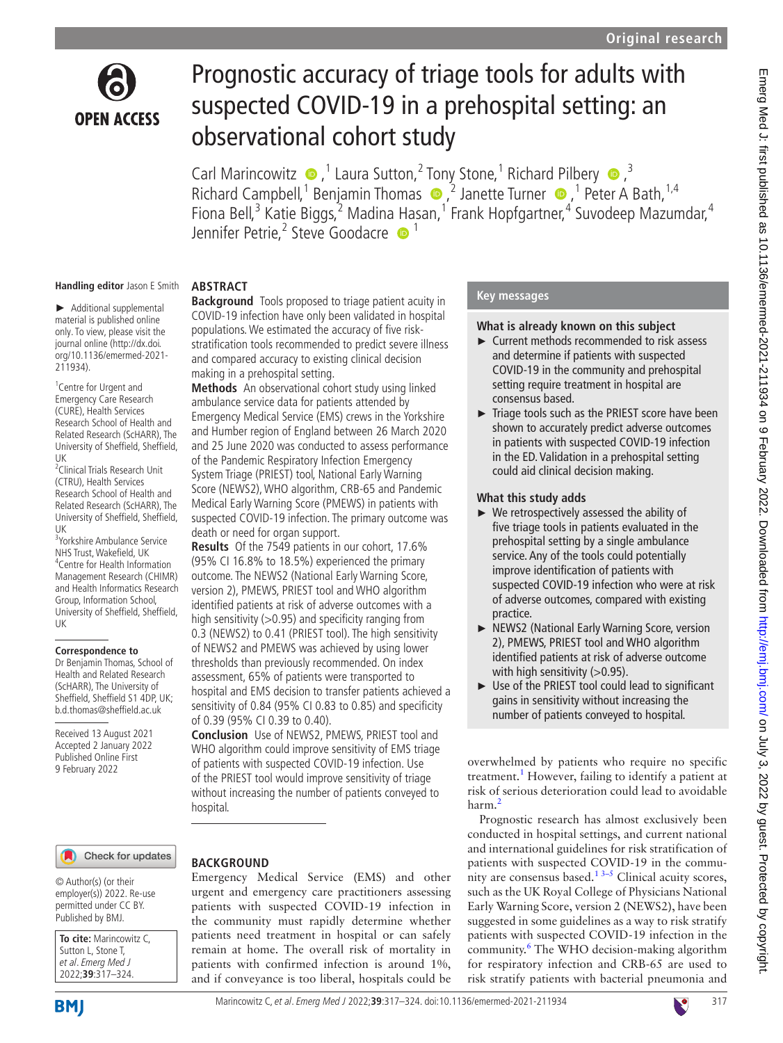# Prognostic accuracy of triage tools for adults with suspected COVID-19 in a prehospital setting: an observational cohort study

Carl Marincowitz,[1] Laura Sutton,[2] Tony Stone,[1] Richard Pilbery,[3] Richard Campbell,[1] Benjamin Thomas,[2] Janette Turner,[1] Peter A Bath,[1,4] Fiona Bell,[3] Katie Biggs,[2] Madina Hasan,[1] Frank Hopfgartner,[4] Suvodeep Mazumdar,[4] Jennifer Petrie,[2] Steve Goodacre[1]

**Handling editor** Jason E Smith

► Additional supplemental material is published online only. To view, please visit the journal online (http://dx.doi.org/10.1136/emermed-2021-211934).

[1]Centre for Urgent and Emergency Care Research (CURE), Health Services Research School of Health and Related Research (ScHARR), The University of Sheffield, Sheffield, UK
[2]Clinical Trials Research Unit (CTRU), Health Services Research School of Health and Related Research (ScHARR), The University of Sheffield, Sheffield, UK
[3]Yorkshire Ambulance Service NHS Trust, Wakefield, UK
[4]Centre for Health Information Management Research (CHIMR) and Health Informatics Research Group, Information School, University of Sheffield, Sheffield, UK

**Correspondence to**
Dr Benjamin Thomas, School of Health and Related Research (ScHARR), The University of Sheffield, Sheffield S1 4DP, UK; b.d.thomas@sheffield.ac.uk

Received 13 August 2021
Accepted 2 January 2022
Published Online First 9 February 2022

© Author(s) (or their employer(s)) 2022. Re-use permitted under CC BY. Published by BMJ.

**To cite:** Marincowitz C, Sutton L, Stone T, *et al. Emerg Med J* 2022;**39**:317–324.

## ABSTRACT

**Background** Tools proposed to triage patient acuity in COVID-19 infection have only been validated in hospital populations. We estimated the accuracy of five risk-stratification tools recommended to predict severe illness and compared accuracy to existing clinical decision making in a prehospital setting.

**Methods** An observational cohort study using linked ambulance service data for patients attended by Emergency Medical Service (EMS) crews in the Yorkshire and Humber region of England between 26 March 2020 and 25 June 2020 was conducted to assess performance of the Pandemic Respiratory Infection Emergency System Triage (PRIEST) tool, National Early Warning Score (NEWS2), WHO algorithm, CRB-65 and Pandemic Medical Early Warning Score (PMEWS) in patients with suspected COVID-19 infection. The primary outcome was death or need for organ support.

**Results** Of the 7549 patients in our cohort, 17.6% (95% CI 16.8% to 18.5%) experienced the primary outcome. The NEWS2 (National Early Warning Score, version 2), PMEWS, PRIEST tool and WHO algorithm identified patients at risk of adverse outcomes with a high sensitivity (>0.95) and specificity ranging from 0.3 (NEWS2) to 0.41 (PRIEST tool). The high sensitivity of NEWS2 and PMEWS was achieved by using lower thresholds than previously recommended. On index assessment, 65% of patients were transported to hospital and EMS decision to transfer patients achieved a sensitivity of 0.84 (95% CI 0.83 to 0.85) and specificity of 0.39 (95% CI 0.39 to 0.40).

**Conclusion** Use of NEWS2, PMEWS, PRIEST tool and WHO algorithm could improve sensitivity of EMS triage of patients with suspected COVID-19 infection. Use of the PRIEST tool would improve sensitivity of triage without increasing the number of patients conveyed to hospital.

## Key messages

### What is already known on this subject

- ► Current methods recommended to risk assess and determine if patients with suspected COVID-19 in the community and prehospital setting require treatment in hospital are consensus based.
- ► Triage tools such as the PRIEST score have been shown to accurately predict adverse outcomes in patients with suspected COVID-19 infection in the ED. Validation in a prehospital setting could aid clinical decision making.

### What this study adds

- ► We retrospectively assessed the ability of five triage tools in patients evaluated in the prehospital setting by a single ambulance service. Any of the tools could potentially improve identification of patients with suspected COVID-19 infection who were at risk of adverse outcomes, compared with existing practice.
- ► NEWS2 (National Early Warning Score, version 2), PMEWS, PRIEST tool and WHO algorithm identified patients at risk of adverse outcome with high sensitivity (>0.95).
- ► Use of the PRIEST tool could lead to significant gains in sensitivity without increasing the number of patients conveyed to hospital.

## BACKGROUND

Emergency Medical Service (EMS) and other urgent and emergency care practitioners assessing patients with suspected COVID-19 infection in the community must rapidly determine whether patients need treatment in hospital or can safely remain at home. The overall risk of mortality in patients with confirmed infection is around 1%, and if conveyance is too liberal, hospitals could be overwhelmed by patients who require no specific treatment.[1] However, failing to identify a patient at risk of serious deterioration could lead to avoidable harm.[2]

Prognostic research has almost exclusively been conducted in hospital settings, and current national and international guidelines for risk stratification of patients with suspected COVID-19 in the community are consensus based.[1 3–5] Clinical acuity scores, such as the UK Royal College of Physicians National Early Warning Score, version 2 (NEWS2), have been suggested in some guidelines as a way to risk stratify patients with suspected COVID-19 infection in the community.[6] The WHO decision-making algorithm for respiratory infection and CRB-65 are used to risk stratify patients with bacterial pneumonia and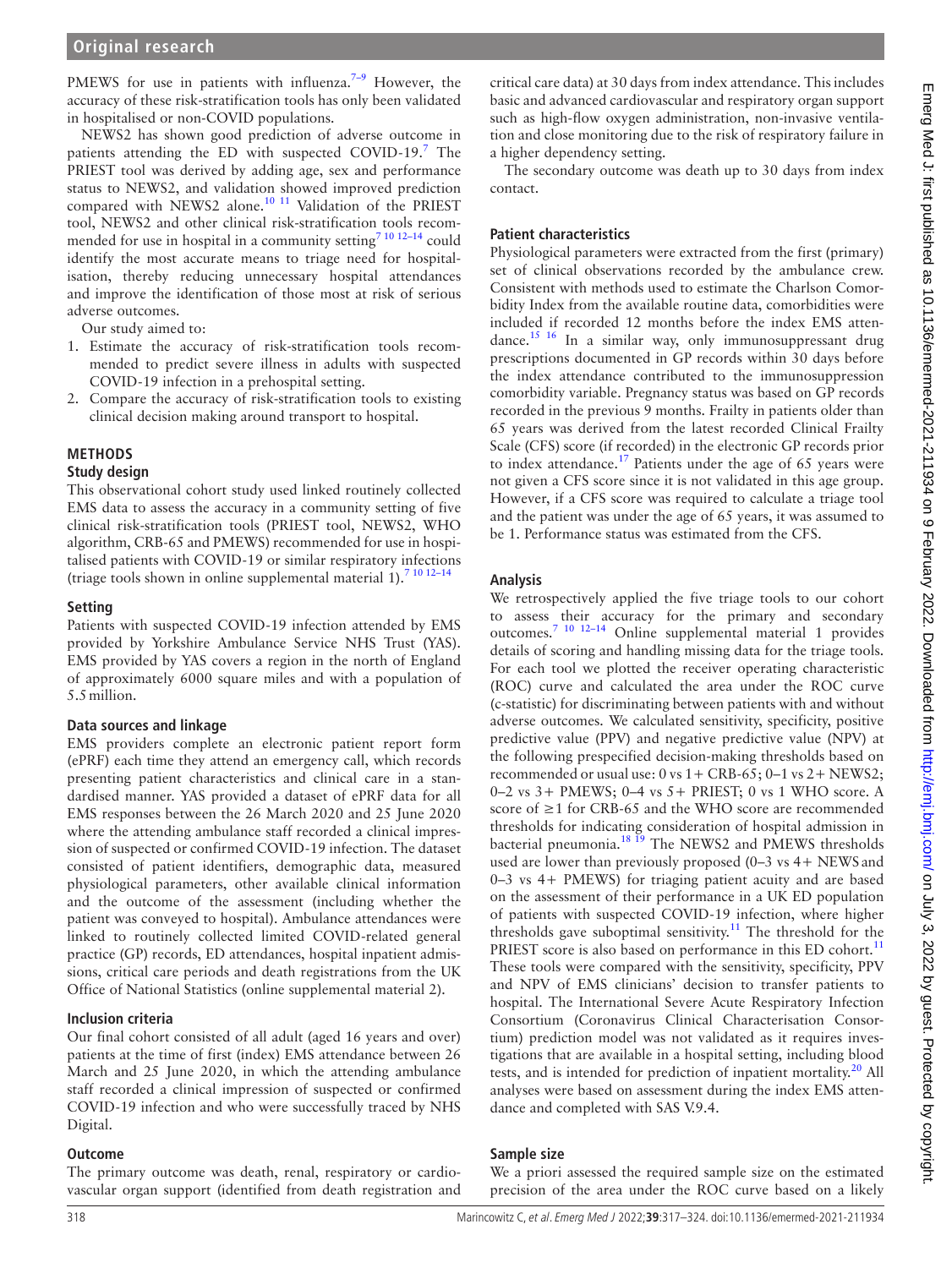PMEWS for use in patients with influenza.[7–9] However, the accuracy of these risk-stratification tools has only been validated in hospitalised or non-COVID populations.

NEWS2 has shown good prediction of adverse outcome in patients attending the ED with suspected COVID-19.[7] The PRIEST tool was derived by adding age, sex and performance status to NEWS2, and validation showed improved prediction compared with NEWS2 alone.[10 11] Validation of the PRIEST tool, NEWS2 and other clinical risk-stratification tools recommended for use in hospital in a community setting[7 10 12–14] could identify the most accurate means to triage need for hospitalisation, thereby reducing unnecessary hospital attendances and improve the identification of those most at risk of serious adverse outcomes.

Our study aimed to:

1. Estimate the accuracy of risk-stratification tools recommended to predict severe illness in adults with suspected COVID-19 infection in a prehospital setting.
2. Compare the accuracy of risk-stratification tools to existing clinical decision making around transport to hospital.

## METHODS

### Study design

This observational cohort study used linked routinely collected EMS data to assess the accuracy in a community setting of five clinical risk-stratification tools (PRIEST tool, NEWS2, WHO algorithm, CRB-65 and PMEWS) recommended for use in hospitalised patients with COVID-19 or similar respiratory infections (triage tools shown in online supplemental material 1).[7 10 12–14]

### Setting

Patients with suspected COVID-19 infection attended by EMS provided by Yorkshire Ambulance Service NHS Trust (YAS). EMS provided by YAS covers a region in the north of England of approximately 6000 square miles and with a population of 5.5 million.

### Data sources and linkage

EMS providers complete an electronic patient report form (ePRF) each time they attend an emergency call, which records presenting patient characteristics and clinical care in a standardised manner. YAS provided a dataset of ePRF data for all EMS responses between the 26 March 2020 and 25 June 2020 where the attending ambulance staff recorded a clinical impression of suspected or confirmed COVID-19 infection. The dataset consisted of patient identifiers, demographic data, measured physiological parameters, other available clinical information and the outcome of the assessment (including whether the patient was conveyed to hospital). Ambulance attendances were linked to routinely collected limited COVID-related general practice (GP) records, ED attendances, hospital inpatient admissions, critical care periods and death registrations from the UK Office of National Statistics (online supplemental material 2).

### Inclusion criteria

Our final cohort consisted of all adult (aged 16 years and over) patients at the time of first (index) EMS attendance between 26 March and 25 June 2020, in which the attending ambulance staff recorded a clinical impression of suspected or confirmed COVID-19 infection and who were successfully traced by NHS Digital.

### Outcome

The primary outcome was death, renal, respiratory or cardiovascular organ support (identified from death registration and critical care data) at 30 days from index attendance. This includes basic and advanced cardiovascular and respiratory organ support such as high-flow oxygen administration, non-invasive ventilation and close monitoring due to the risk of respiratory failure in a higher dependency setting.

The secondary outcome was death up to 30 days from index contact.

### Patient characteristics

Physiological parameters were extracted from the first (primary) set of clinical observations recorded by the ambulance crew. Consistent with methods used to estimate the Charlson Comorbidity Index from the available routine data, comorbidities were included if recorded 12 months before the index EMS attendance.[15 16] In a similar way, only immunosuppressant drug prescriptions documented in GP records within 30 days before the index attendance contributed to the immunosuppression comorbidity variable. Pregnancy status was based on GP records recorded in the previous 9 months. Frailty in patients older than 65 years was derived from the latest recorded Clinical Frailty Scale (CFS) score (if recorded) in the electronic GP records prior to index attendance.[17] Patients under the age of 65 years were not given a CFS score since it is not validated in this age group. However, if a CFS score was required to calculate a triage tool and the patient was under the age of 65 years, it was assumed to be 1. Performance status was estimated from the CFS.

### Analysis

We retrospectively applied the five triage tools to our cohort to assess their accuracy for the primary and secondary outcomes.[7 10 12–14] Online supplemental material 1 provides details of scoring and handling missing data for the triage tools. For each tool we plotted the receiver operating characteristic (ROC) curve and calculated the area under the ROC curve (c-statistic) for discriminating between patients with and without adverse outcomes. We calculated sensitivity, specificity, positive predictive value (PPV) and negative predictive value (NPV) at the following prespecified decision-making thresholds based on recommended or usual use: 0 vs 1+ CRB-65; 0–1 vs 2+ NEWS2; 0–2 vs 3+ PMEWS; 0–4 vs 5+ PRIEST; 0 vs 1 WHO score. A score of ≥1 for CRB-65 and the WHO score are recommended thresholds for indicating consideration of hospital admission in bacterial pneumonia.[18 19] The NEWS2 and PMEWS thresholds used are lower than previously proposed (0–3 vs 4+ NEWS and 0–3 vs 4+ PMEWS) for triaging patient acuity and are based on the assessment of their performance in a UK ED population of patients with suspected COVID-19 infection, where higher thresholds gave suboptimal sensitivity.[11] The threshold for the PRIEST score is also based on performance in this ED cohort.[11] These tools were compared with the sensitivity, specificity, PPV and NPV of EMS clinicians' decision to transfer patients to hospital. The International Severe Acute Respiratory Infection Consortium (Coronavirus Clinical Characterisation Consortium) prediction model was not validated as it requires investigations that are available in a hospital setting, including blood tests, and is intended for prediction of inpatient mortality.[20] All analyses were based on assessment during the index EMS attendance and completed with SAS V.9.4.

### Sample size

We a priori assessed the required sample size on the estimated precision of the area under the ROC curve based on a likely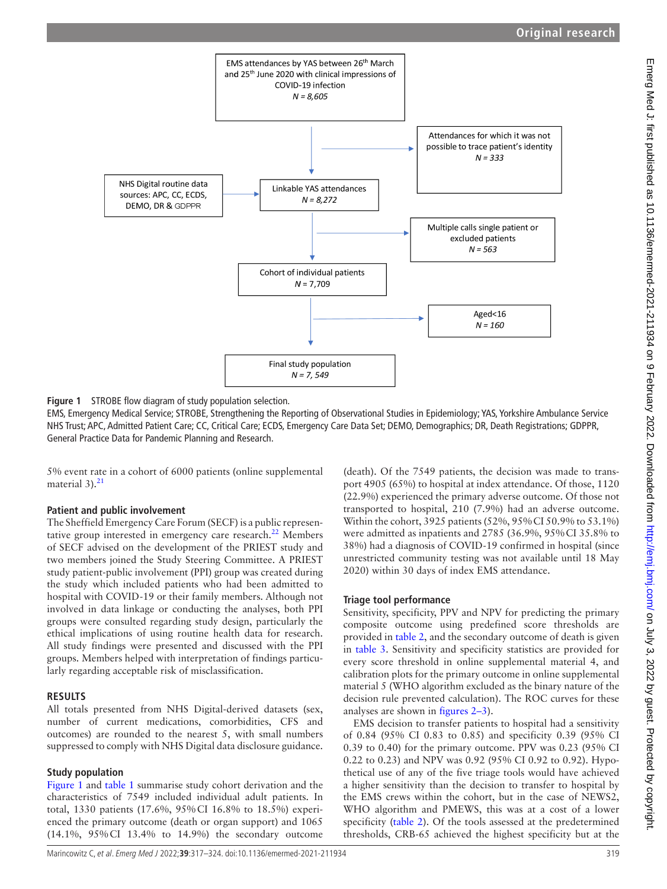EMS attendances by YAS between 26th March and 25th June 2020 with clinical impressions of COVID-19 infection
N = 8,605

Attendances for which it was not possible to trace patient's identity
N = 333

NHS Digital routine data sources: APC, CC, ECDS, DEMO, DR & GDPPR

Linkable YAS attendances
N = 8,272

Multiple calls single patient or excluded patients
N = 563

Cohort of individual patients
N = 7,709

Aged<16
N = 160

Final study population
N = 7, 549

**Figure 1** STROBE flow diagram of study population selection.
EMS, Emergency Medical Service; STROBE, Strengthening the Reporting of Observational Studies in Epidemiology; YAS, Yorkshire Ambulance Service NHS Trust; APC, Admitted Patient Care; CC, Critical Care; ECDS, Emergency Care Data Set; DEMO, Demographics; DR, Death Registrations; GDPPR, General Practice Data for Pandemic Planning and Research.

5% event rate in a cohort of 6000 patients (online supplemental material 3).[21]

### Patient and public involvement

The Sheffield Emergency Care Forum (SECF) is a public representative group interested in emergency care research.[22] Members of SECF advised on the development of the PRIEST study and two members joined the Study Steering Committee. A PRIEST study patient-public involvement (PPI) group was created during the study which included patients who had been admitted to hospital with COVID-19 or their family members. Although not involved in data linkage or conducting the analyses, both PPI groups were consulted regarding study design, particularly the ethical implications of using routine health data for research. All study findings were presented and discussed with the PPI groups. Members helped with interpretation of findings particularly regarding acceptable risk of misclassification.

## RESULTS

All totals presented from NHS Digital-derived datasets (sex, number of current medications, comorbidities, CFS and outcomes) are rounded to the nearest 5, with small numbers suppressed to comply with NHS Digital data disclosure guidance.

### Study population

Figure 1 and table 1 summarise study cohort derivation and the characteristics of 7549 included individual adult patients. In total, 1330 patients (17.6%, 95% CI 16.8% to 18.5%) experienced the primary outcome (death or organ support) and 1065 (14.1%, 95% CI 13.4% to 14.9%) the secondary outcome (death). Of the 7549 patients, the decision was made to transport 4905 (65%) to hospital at index attendance. Of those, 1120 (22.9%) experienced the primary adverse outcome. Of those not transported to hospital, 210 (7.9%) had an adverse outcome. Within the cohort, 3925 patients (52%, 95% CI 50.9% to 53.1%) were admitted as inpatients and 2785 (36.9%, 95% CI 35.8% to 38%) had a diagnosis of COVID-19 confirmed in hospital (since unrestricted community testing was not available until 18 May 2020) within 30 days of index EMS attendance.

### Triage tool performance

Sensitivity, specificity, PPV and NPV for predicting the primary composite outcome using predefined score thresholds are provided in table 2, and the secondary outcome of death is given in table 3. Sensitivity and specificity statistics are provided for every score threshold in online supplemental material 4, and calibration plots for the primary outcome in online supplemental material 5 (WHO algorithm excluded as the binary nature of the decision rule prevented calculation). The ROC curves for these analyses are shown in figures 2–3).

EMS decision to transfer patients to hospital had a sensitivity of 0.84 (95% CI 0.83 to 0.85) and specificity 0.39 (95% CI 0.39 to 0.40) for the primary outcome. PPV was 0.23 (95% CI 0.22 to 0.23) and NPV was 0.92 (95% CI 0.92 to 0.92). Hypothetical use of any of the five triage tools would have achieved a higher sensitivity than the decision to transfer to hospital by the EMS crews within the cohort, but in the case of NEWS2, WHO algorithm and PMEWS, this was at a cost of a lower specificity (table 2). Of the tools assessed at the predetermined thresholds, CRB-65 achieved the highest specificity but at the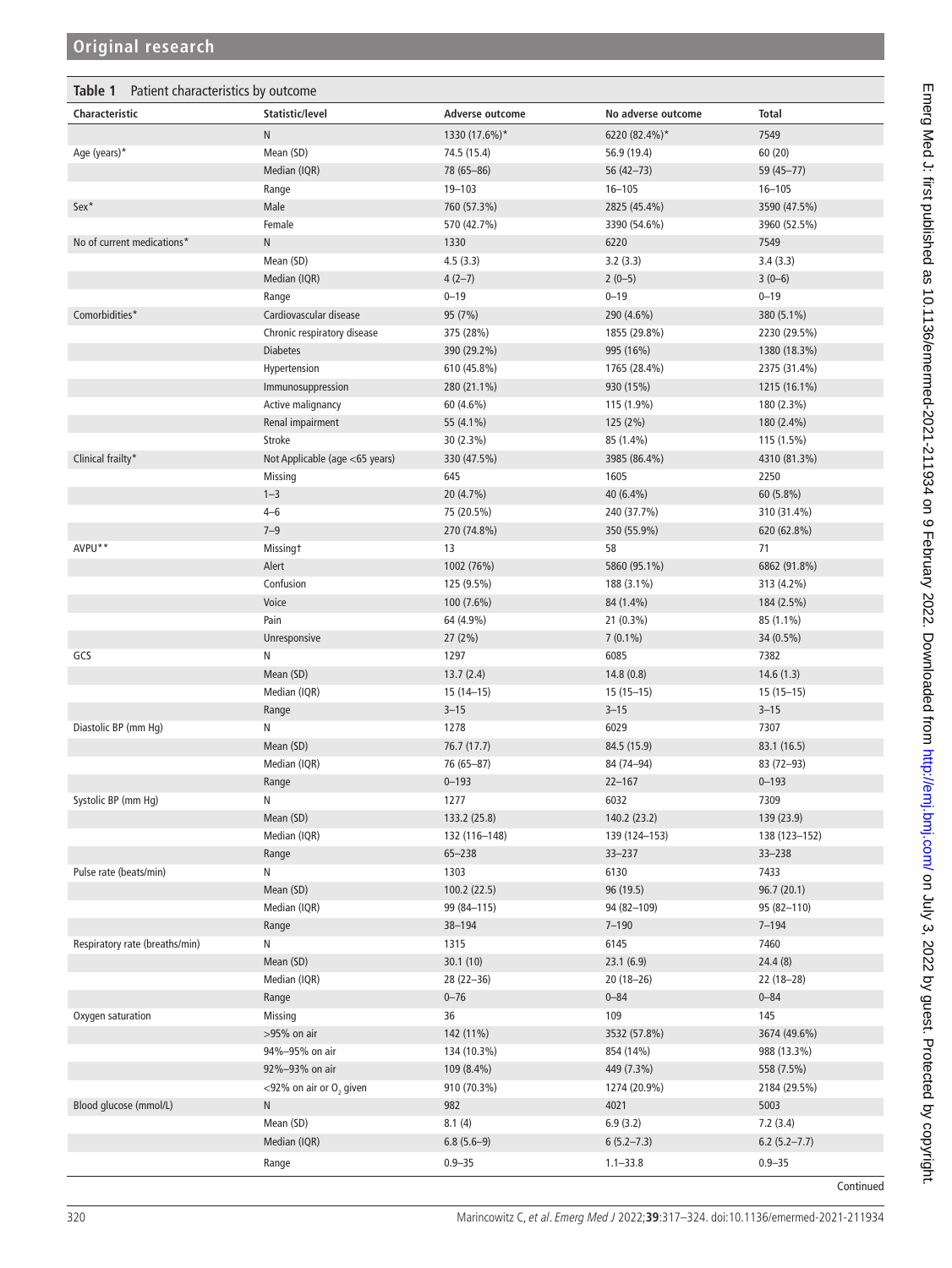**Table 1** Patient characteristics by outcome

| Characteristic | Statistic/level | Adverse outcome | No adverse outcome | Total |
|---|---|---|---|---|
| | N | 1330 (17.6%)* | 6220 (82.4%)* | 7549 |
| Age (years)* | Mean (SD) | 74.5 (15.4) | 56.9 (19.4) | 60 (20) |
| | Median (IQR) | 78 (65–86) | 56 (42–73) | 59 (45–77) |
| | Range | 19–103 | 16–105 | 16–105 |
| Sex* | Male | 760 (57.3%) | 2825 (45.4%) | 3590 (47.5%) |
| | Female | 570 (42.7%) | 3390 (54.6%) | 3960 (52.5%) |
| No of current medications* | N | 1330 | 6220 | 7549 |
| | Mean (SD) | 4.5 (3.3) | 3.2 (3.3) | 3.4 (3.3) |
| | Median (IQR) | 4 (2–7) | 2 (0–5) | 3 (0–6) |
| | Range | 0–19 | 0–19 | 0–19 |
| Comorbidities* | Cardiovascular disease | 95 (7%) | 290 (4.6%) | 380 (5.1%) |
| | Chronic respiratory disease | 375 (28%) | 1855 (29.8%) | 2230 (29.5%) |
| | Diabetes | 390 (29.2%) | 995 (16%) | 1380 (18.3%) |
| | Hypertension | 610 (45.8%) | 1765 (28.4%) | 2375 (31.4%) |
| | Immunosuppression | 280 (21.1%) | 930 (15%) | 1215 (16.1%) |
| | Active malignancy | 60 (4.6%) | 115 (1.9%) | 180 (2.3%) |
| | Renal impairment | 55 (4.1%) | 125 (2%) | 180 (2.4%) |
| | Stroke | 30 (2.3%) | 85 (1.4%) | 115 (1.5%) |
| Clinical frailty* | Not Applicable (age <65 years) | 330 (47.5%) | 3985 (86.4%) | 4310 (81.3%) |
| | Missing | 645 | 1605 | 2250 |
| | 1–3 | 20 (4.7%) | 40 (6.4%) | 60 (5.8%) |
| | 4–6 | 75 (20.5%) | 240 (37.7%) | 310 (31.4%) |
| | 7–9 | 270 (74.8%) | 350 (55.9%) | 620 (62.8%) |
| AVPU** | Missing† | 13 | 58 | 71 |
| | Alert | 1002 (76%) | 5860 (95.1%) | 6862 (91.8%) |
| | Confusion | 125 (9.5%) | 188 (3.1%) | 313 (4.2%) |
| | Voice | 100 (7.6%) | 84 (1.4%) | 184 (2.5%) |
| | Pain | 64 (4.9%) | 21 (0.3%) | 85 (1.1%) |
| | Unresponsive | 27 (2%) | 7 (0.1%) | 34 (0.5%) |
| GCS | N | 1297 | 6085 | 7382 |
| | Mean (SD) | 13.7 (2.4) | 14.8 (0.8) | 14.6 (1.3) |
| | Median (IQR) | 15 (14–15) | 15 (15–15) | 15 (15–15) |
| | Range | 3–15 | 3–15 | 3–15 |
| Diastolic BP (mm Hg) | N | 1278 | 6029 | 7307 |
| | Mean (SD) | 76.7 (17.7) | 84.5 (15.9) | 83.1 (16.5) |
| | Median (IQR) | 76 (65–87) | 84 (74–94) | 83 (72–93) |
| | Range | 0–193 | 22–167 | 0–193 |
| Systolic BP (mm Hg) | N | 1277 | 6032 | 7309 |
| | Mean (SD) | 133.2 (25.8) | 140.2 (23.2) | 139 (23.9) |
| | Median (IQR) | 132 (116–148) | 139 (124–153) | 138 (123–152) |
| | Range | 65–238 | 33–237 | 33–238 |
| Pulse rate (beats/min) | N | 1303 | 6130 | 7433 |
| | Mean (SD) | 100.2 (22.5) | 96 (19.5) | 96.7 (20.1) |
| | Median (IQR) | 99 (84–115) | 94 (82–109) | 95 (82–110) |
| | Range | 38–194 | 7–190 | 7–194 |
| Respiratory rate (breaths/min) | N | 1315 | 6145 | 7460 |
| | Mean (SD) | 30.1 (10) | 23.1 (6.9) | 24.4 (8) |
| | Median (IQR) | 28 (22–36) | 20 (18–26) | 22 (18–28) |
| | Range | 0–76 | 0–84 | 0–84 |
| Oxygen saturation | Missing | 36 | 109 | 145 |
| | >95% on air | 142 (11%) | 3532 (57.8%) | 3674 (49.6%) |
| | 94%–95% on air | 134 (10.3%) | 854 (14%) | 988 (13.3%) |
| | 92%–93% on air | 109 (8.4%) | 449 (7.3%) | 558 (7.5%) |
| | <92% on air or $O_2$ given | 910 (70.3%) | 1274 (20.9%) | 2184 (29.5%) |
| Blood glucose (mmol/L) | N | 982 | 4021 | 5003 |
| | Mean (SD) | 8.1 (4) | 6.9 (3.2) | 7.2 (3.4) |
| | Median (IQR) | 6.8 (5.6–9) | 6 (5.2–7.3) | 6.2 (5.2–7.7) |
| | Range | 0.9–35 | 1.1–33.8 | 0.9–35 |

Continued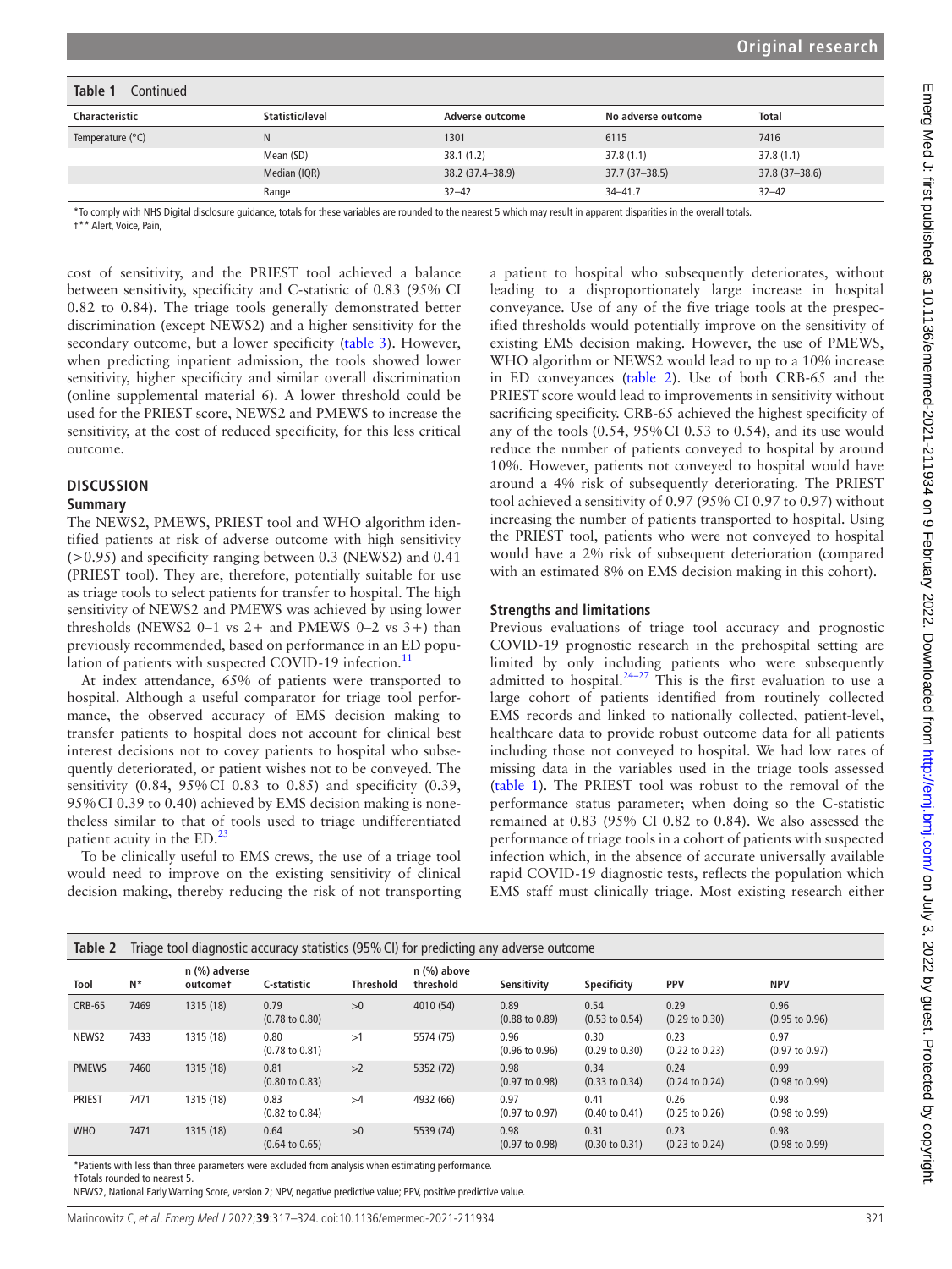**Table 1** Continued

| Characteristic | Statistic/level | Adverse outcome | No adverse outcome | Total |
|---|---|---|---|---|
| Temperature (°C) | N | 1301 | 6115 | 7416 |
| | Mean (SD) | 38.1 (1.2) | 37.8 (1.1) | 37.8 (1.1) |
| | Median (IQR) | 38.2 (37.4–38.9) | 37.7 (37–38.5) | 37.8 (37–38.6) |
| | Range | 32–42 | 34–41.7 | 32–42 |

*To comply with NHS Digital disclosure guidance, totals for these variables are rounded to the nearest 5 which may result in apparent disparities in the overall totals.
†** Alert, Voice, Pain,

cost of sensitivity, and the PRIEST tool achieved a balance between sensitivity, specificity and C-statistic of 0.83 (95% CI 0.82 to 0.84). The triage tools generally demonstrated better discrimination (except NEWS2) and a higher sensitivity for the secondary outcome, but a lower specificity (table 3). However, when predicting inpatient admission, the tools showed lower sensitivity, higher specificity and similar overall discrimination (online supplemental material 6). A lower threshold could be used for the PRIEST score, NEWS2 and PMEWS to increase the sensitivity, at the cost of reduced specificity, for this less critical outcome.

## DISCUSSION

### Summary

The NEWS2, PMEWS, PRIEST tool and WHO algorithm identified patients at risk of adverse outcome with high sensitivity (>0.95) and specificity ranging between 0.3 (NEWS2) and 0.41 (PRIEST tool). They are, therefore, potentially suitable for use as triage tools to select patients for transfer to hospital. The high sensitivity of NEWS2 and PMEWS was achieved by using lower thresholds (NEWS2 0–1 vs 2+ and PMEWS 0–2 vs 3+) than previously recommended, based on performance in an ED population of patients with suspected COVID-19 infection.[11]

At index attendance, 65% of patients were transported to hospital. Although a useful comparator for triage tool performance, the observed accuracy of EMS decision making to transfer patients to hospital does not account for clinical best interest decisions not to covey patients to hospital who subsequently deteriorated, or patient wishes not to be conveyed. The sensitivity (0.84, 95% CI 0.83 to 0.85) and specificity (0.39, 95% CI 0.39 to 0.40) achieved by EMS decision making is nonetheless similar to that of tools used to triage undifferentiated patient acuity in the ED.[23]

To be clinically useful to EMS crews, the use of a triage tool would need to improve on the existing sensitivity of clinical decision making, thereby reducing the risk of not transporting a patient to hospital who subsequently deteriorates, without leading to a disproportionately large increase in hospital conveyance. Use of any of the five triage tools at the prespecified thresholds would potentially improve on the sensitivity of existing EMS decision making. However, the use of PMEWS, WHO algorithm or NEWS2 would lead to up to a 10% increase in ED conveyances (table 2). Use of both CRB-65 and the PRIEST score would lead to improvements in sensitivity without sacrificing specificity. CRB-65 achieved the highest specificity of any of the tools (0.54, 95% CI 0.53 to 0.54), and its use would reduce the number of patients conveyed to hospital by around 10%. However, patients not conveyed to hospital would have around a 4% risk of subsequently deteriorating. The PRIEST tool achieved a sensitivity of 0.97 (95% CI 0.97 to 0.97) without increasing the number of patients transported to hospital. Using the PRIEST tool, patients who were not conveyed to hospital would have a 2% risk of subsequent deterioration (compared with an estimated 8% on EMS decision making in this cohort).

### Strengths and limitations

Previous evaluations of triage tool accuracy and prognostic COVID-19 prognostic research in the prehospital setting are limited by only including patients who were subsequently admitted to hospital.[24–27] This is the first evaluation to use a large cohort of patients identified from routinely collected EMS records and linked to nationally collected, patient-level, healthcare data to provide robust outcome data for all patients including those not conveyed to hospital. We had low rates of missing data in the variables used in the triage tools assessed (table 1). The PRIEST tool was robust to the removal of the performance status parameter; when doing so the C-statistic remained at 0.83 (95% CI 0.82 to 0.84). We also assessed the performance of triage tools in a cohort of patients with suspected infection which, in the absence of accurate universally available rapid COVID-19 diagnostic tests, reflects the population which EMS staff must clinically triage. Most existing research either

**Table 2** Triage tool diagnostic accuracy statistics (95% CI) for predicting any adverse outcome

| Tool | N* | n (%) adverse outcome† | C-statistic | Threshold | n (%) above threshold | Sensitivity | Specificity | PPV | NPV |
|---|---|---|---|---|---|---|---|---|---|
| CRB-65 | 7469 | 1315 (18) | 0.79 (0.78 to 0.80) | >0 | 4010 (54) | 0.89 (0.88 to 0.89) | 0.54 (0.53 to 0.54) | 0.29 (0.29 to 0.30) | 0.96 (0.95 to 0.96) |
| NEWS2 | 7433 | 1315 (18) | 0.80 (0.78 to 0.81) | >1 | 5574 (75) | 0.96 (0.96 to 0.96) | 0.30 (0.29 to 0.30) | 0.23 (0.22 to 0.23) | 0.97 (0.97 to 0.97) |
| PMEWS | 7460 | 1315 (18) | 0.81 (0.80 to 0.83) | >2 | 5352 (72) | 0.98 (0.97 to 0.98) | 0.34 (0.33 to 0.34) | 0.24 (0.24 to 0.24) | 0.99 (0.98 to 0.99) |
| PRIEST | 7471 | 1315 (18) | 0.83 (0.82 to 0.84) | >4 | 4932 (66) | 0.97 (0.97 to 0.97) | 0.41 (0.40 to 0.41) | 0.26 (0.25 to 0.26) | 0.98 (0.98 to 0.99) |
| WHO | 7471 | 1315 (18) | 0.64 (0.64 to 0.65) | >0 | 5539 (74) | 0.98 (0.97 to 0.98) | 0.31 (0.30 to 0.31) | 0.23 (0.23 to 0.24) | 0.98 (0.98 to 0.99) |

*Patients with less than three parameters were excluded from analysis when estimating performance.
†Totals rounded to nearest 5.
NEWS2, National Early Warning Score, version 2; NPV, negative predictive value; PPV, positive predictive value.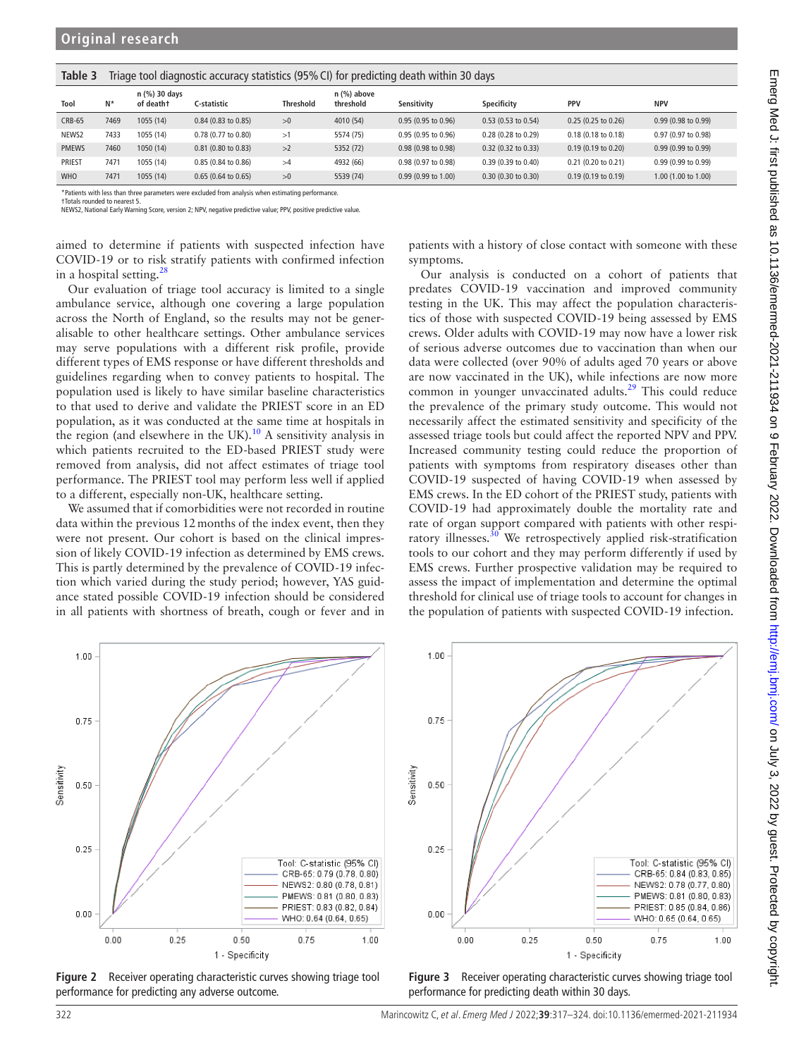**Table 3** Triage tool diagnostic accuracy statistics (95% CI) for predicting death within 30 days

| Tool | N* | n (%) 30 days of death† | C-statistic | Threshold | n (%) above threshold | Sensitivity | Specificity | PPV | NPV |
|---|---|---|---|---|---|---|---|---|---|
| CRB-65 | 7469 | 1055 (14) | 0.84 (0.83 to 0.85) | >0 | 4010 (54) | 0.95 (0.95 to 0.96) | 0.53 (0.53 to 0.54) | 0.25 (0.25 to 0.26) | 0.99 (0.98 to 0.99) |
| NEWS2 | 7433 | 1055 (14) | 0.78 (0.77 to 0.80) | >1 | 5574 (75) | 0.95 (0.95 to 0.96) | 0.28 (0.28 to 0.29) | 0.18 (0.18 to 0.18) | 0.97 (0.97 to 0.98) |
| PMEWS | 7460 | 1050 (14) | 0.81 (0.80 to 0.83) | >2 | 5352 (72) | 0.98 (0.98 to 0.98) | 0.32 (0.32 to 0.33) | 0.19 (0.19 to 0.20) | 0.99 (0.99 to 0.99) |
| PRIEST | 7471 | 1055 (14) | 0.85 (0.84 to 0.86) | >4 | 4932 (66) | 0.98 (0.97 to 0.98) | 0.39 (0.39 to 0.40) | 0.21 (0.20 to 0.21) | 0.99 (0.99 to 0.99) |
| WHO | 7471 | 1055 (14) | 0.65 (0.64 to 0.65) | >0 | 5539 (74) | 0.99 (0.99 to 1.00) | 0.30 (0.30 to 0.30) | 0.19 (0.19 to 0.19) | 1.00 (1.00 to 1.00) |

*Patients with less than three parameters were excluded from analysis when estimating performance.
†Totals rounded to nearest 5.
NEWS2, National Early Warning Score, version 2; NPV, negative predictive value; PPV, positive predictive value.

aimed to determine if patients with suspected infection have COVID-19 or to risk stratify patients with confirmed infection in a hospital setting.[28]

Our evaluation of triage tool accuracy is limited to a single ambulance service, although one covering a large population across the North of England, so the results may not be generalisable to other healthcare settings. Other ambulance services may serve populations with a different risk profile, provide different types of EMS response or have different thresholds and guidelines regarding when to convey patients to hospital. The population used is likely to have similar baseline characteristics to that used to derive and validate the PRIEST score in an ED population, as it was conducted at the same time at hospitals in the region (and elsewhere in the UK).[10] A sensitivity analysis in which patients recruited to the ED-based PRIEST study were removed from analysis, did not affect estimates of triage tool performance. The PRIEST tool may perform less well if applied to a different, especially non-UK, healthcare setting.

We assumed that if comorbidities were not recorded in routine data within the previous 12 months of the index event, then they were not present. Our cohort is based on the clinical impression of likely COVID-19 infection as determined by EMS crews. This is partly determined by the prevalence of COVID-19 infection which varied during the study period; however, YAS guidance stated possible COVID-19 infection should be considered in all patients with shortness of breath, cough or fever and in patients with a history of close contact with someone with these symptoms.

Our analysis is conducted on a cohort of patients that predates COVID-19 vaccination and improved community testing in the UK. This may affect the population characteristics of those with suspected COVID-19 being assessed by EMS crews. Older adults with COVID-19 may now have a lower risk of serious adverse outcomes due to vaccination than when our data were collected (over 90% of adults aged 70 years or above are now vaccinated in the UK), while infections are now more common in younger unvaccinated adults.[29] This could reduce the prevalence of the primary study outcome. This would not necessarily affect the estimated sensitivity and specificity of the assessed triage tools but could affect the reported NPV and PPV. Increased community testing could reduce the proportion of patients with symptoms from respiratory diseases other than COVID-19 suspected of having COVID-19 when assessed by EMS crews. In the ED cohort of the PRIEST study, patients with COVID-19 had approximately double the mortality rate and rate of organ support compared with patients with other respiratory illnesses.[30] We retrospectively applied risk-stratification tools to our cohort and they may perform differently if used by EMS crews. Further prospective validation may be required to assess the impact of implementation and determine the optimal threshold for clinical use of triage tools to account for changes in the population of patients with suspected COVID-19 infection.

**Figure 2** Receiver operating characteristic curves showing triage tool performance for predicting any adverse outcome.

**Figure 3** Receiver operating characteristic curves showing triage tool performance for predicting death within 30 days.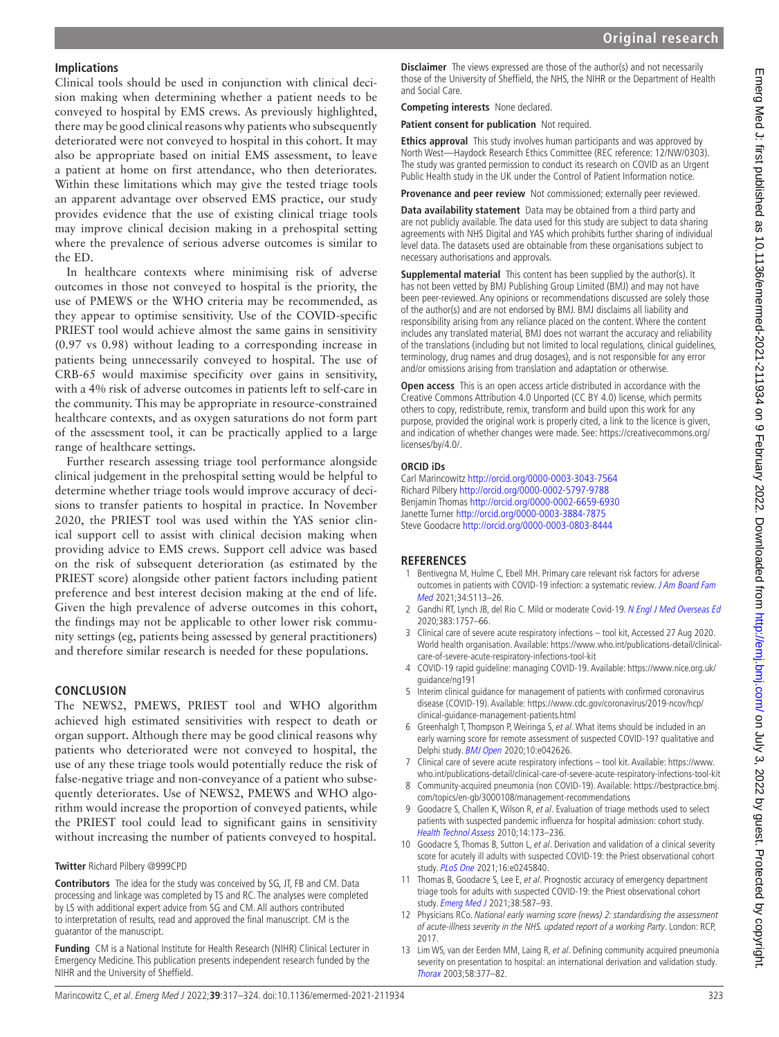### Implications

Clinical tools should be used in conjunction with clinical decision making when determining whether a patient needs to be conveyed to hospital by EMS crews. As previously highlighted, there may be good clinical reasons why patients who subsequently deteriorated were not conveyed to hospital in this cohort. It may also be appropriate based on initial EMS assessment, to leave a patient at home on first attendance, who then deteriorates. Within these limitations which may give the tested triage tools an apparent advantage over observed EMS practice, our study provides evidence that the use of existing clinical triage tools may improve clinical decision making in a prehospital setting where the prevalence of serious adverse outcomes is similar to the ED.

In healthcare contexts where minimising risk of adverse outcomes in those not conveyed to hospital is the priority, the use of PMEWS or the WHO criteria may be recommended, as they appear to optimise sensitivity. Use of the COVID-specific PRIEST tool would achieve almost the same gains in sensitivity (0.97 vs 0.98) without leading to a corresponding increase in patients being unnecessarily conveyed to hospital. The use of CRB-65 would maximise specificity over gains in sensitivity, with a 4% risk of adverse outcomes in patients left to self-care in the community. This may be appropriate in resource-constrained healthcare contexts, and as oxygen saturations do not form part of the assessment tool, it can be practically applied to a large range of healthcare settings.

Further research assessing triage tool performance alongside clinical judgement in the prehospital setting would be helpful to determine whether triage tools would improve accuracy of decisions to transfer patients to hospital in practice. In November 2020, the PRIEST tool was used within the YAS senior clinical support cell to assist with clinical decision making when providing advice to EMS crews. Support cell advice was based on the risk of subsequent deterioration (as estimated by the PRIEST score) alongside other patient factors including patient preference and best interest decision making at the end of life. Given the high prevalence of adverse outcomes in this cohort, the findings may not be applicable to other lower risk community settings (eg, patients being assessed by general practitioners) and therefore similar research is needed for these populations.

## CONCLUSION

The NEWS2, PMEWS, PRIEST tool and WHO algorithm achieved high estimated sensitivities with respect to death or organ support. Although there may be good clinical reasons why patients who deteriorated were not conveyed to hospital, the use of any these triage tools would potentially reduce the risk of false-negative triage and non-conveyance of a patient who subsequently deteriorates. Use of NEWS2, PMEWS and WHO algorithm would increase the proportion of conveyed patients, while the PRIEST tool could lead to significant gains in sensitivity without increasing the number of patients conveyed to hospital.

**Twitter** Richard Pilbery @999CPD

**Contributors** The idea for the study was conceived by SG, JT, FB and CM. Data processing and linkage was completed by TS and RC. The analyses were completed by LS with additional expert advice from SG and CM. All authors contributed to interpretation of results, read and approved the final manuscript. CM is the guarantor of the manuscript.

**Funding** CM is a National Institute for Health Research (NIHR) Clinical Lecturer in Emergency Medicine. This publication presents independent research funded by the NIHR and the University of Sheffield.

**Disclaimer** The views expressed are those of the author(s) and not necessarily those of the University of Sheffield, the NHS, the NIHR or the Department of Health and Social Care.

**Competing interests** None declared.

**Patient consent for publication** Not required.

**Ethics approval** This study involves human participants and was approved by North West—Haydock Research Ethics Committee (REC reference: 12/NW/0303). The study was granted permission to conduct its research on COVID as an Urgent Public Health study in the UK under the Control of Patient Information notice.

**Provenance and peer review** Not commissioned; externally peer reviewed.

**Data availability statement** Data may be obtained from a third party and are not publicly available. The data used for this study are subject to data sharing agreements with NHS Digital and YAS which prohibits further sharing of individual level data. The datasets used are obtainable from these organisations subject to necessary authorisations and approvals.

**Supplemental material** This content has been supplied by the author(s). It has not been vetted by BMJ Publishing Group Limited (BMJ) and may not have been peer-reviewed. Any opinions or recommendations discussed are solely those of the author(s) and are not endorsed by BMJ. BMJ disclaims all liability and responsibility arising from any reliance placed on the content. Where the content includes any translated material, BMJ does not warrant the accuracy and reliability of the translations (including but not limited to local regulations, clinical guidelines, terminology, drug names and drug dosages), and is not responsible for any error and/or omissions arising from translation and adaptation or otherwise.

**Open access** This is an open access article distributed in accordance with the Creative Commons Attribution 4.0 Unported (CC BY 4.0) license, which permits others to copy, redistribute, remix, transform and build upon this work for any purpose, provided the original work is properly cited, a link to the licence is given, and indication of whether changes were made. See: https://creativecommons.org/licenses/by/4.0/.

#### ORCID iDs

Carl Marincowitz http://orcid.org/0000-0003-3043-7564
Richard Pilbery http://orcid.org/0000-0002-5797-9788
Benjamin Thomas http://orcid.org/0000-0002-6659-6930
Janette Turner http://orcid.org/0000-0003-3884-7875
Steve Goodacre http://orcid.org/0000-0003-0803-8444

## REFERENCES

1. Bentivegna M, Hulme C, Ebell MH. Primary care relevant risk factors for adverse outcomes in patients with COVID-19 infection: a systematic review. *J Am Board Fam Med* 2021;34:S113–26.
2. Gandhi RT, Lynch JB, del Rio C. Mild or moderate Covid-19. *N Engl J Med Overseas Ed* 2020;383:1757–66.
3. Clinical care of severe acute respiratory infections – tool kit, Accessed 27 Aug 2020. World health organisation. Available: https://www.who.int/publications-detail/clinical-care-of-severe-acute-respiratory-infections-tool-kit
4. COVID-19 rapid guideline: managing COVID-19. Available: https://www.nice.org.uk/guidance/ng191
5. Interim clinical guidance for management of patients with confirmed coronavirus disease (COVID-19). Available: https://www.cdc.gov/coronavirus/2019-ncov/hcp/clinical-guidance-management-patients.html
6. Greenhalgh T, Thompson P, Weiringa S, *et al*. What items should be included in an early warning score for remote assessment of suspected COVID-19? qualitative and Delphi study. *BMJ Open* 2020;10:e042626.
7. Clinical care of severe acute respiratory infections – tool kit. Available: https://www.who.int/publications-detail/clinical-care-of-severe-acute-respiratory-infections-tool-kit
8. Community-acquired pneumonia (non COVID-19). Available: https://bestpractice.bmj.com/topics/en-gb/3000108/management-recommendations
9. Goodacre S, Challen K, Wilson R, *et al*. Evaluation of triage methods used to select patients with suspected pandemic influenza for hospital admission: cohort study. *Health Technol Assess* 2010;14:173–236.
10. Goodacre S, Thomas B, Sutton L, *et al*. Derivation and validation of a clinical severity score for acutely ill adults with suspected COVID-19: the Priest observational cohort study. *PLoS One* 2021;16:e0245840.
11. Thomas B, Goodacre S, Lee E, *et al*. Prognostic accuracy of emergency department triage tools for adults with suspected COVID-19: the Priest observational cohort study. *Emerg Med J* 2021;38:587–93.
12. Physicians RCo. *National early warning score (news) 2: standardising the assessment of acute-illness severity in the NHS. updated report of a working Party*. London: RCP, 2017.
13. Lim WS, van der Eerden MM, Laing R, *et al*. Defining community acquired pneumonia severity on presentation to hospital: an international derivation and validation study. *Thorax* 2003;58:377–82.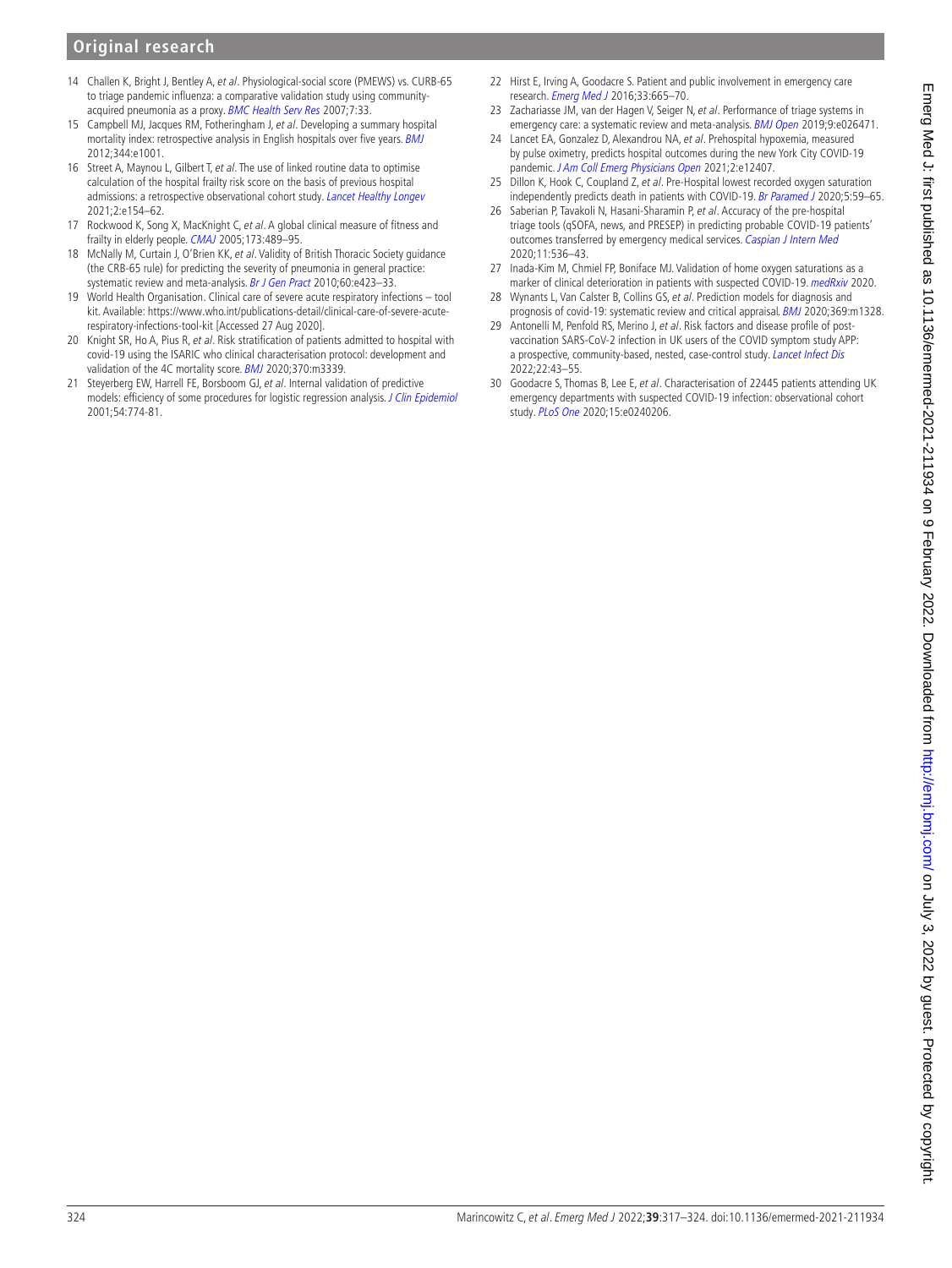14 Challen K, Bright J, Bentley A, *et al*. Physiological-social score (PMEWS) vs. CURB-65 to triage pandemic influenza: a comparative validation study using community-acquired pneumonia as a proxy. *BMC Health Serv Res* 2007;7:33.

15 Campbell MJ, Jacques RM, Fotheringham J, *et al*. Developing a summary hospital mortality index: retrospective analysis in English hospitals over five years. *BMJ* 2012;344:e1001.

16 Street A, Maynou L, Gilbert T, *et al*. The use of linked routine data to optimise calculation of the hospital frailty risk score on the basis of previous hospital admissions: a retrospective observational cohort study. *Lancet Healthy Longev* 2021;2:e154–62.

17 Rockwood K, Song X, MacKnight C, *et al*. A global clinical measure of fitness and frailty in elderly people. *CMAJ* 2005;173:489–95.

18 McNally M, Curtain J, O'Brien KK, *et al*. Validity of British Thoracic Society guidance (the CRB-65 rule) for predicting the severity of pneumonia in general practice: systematic review and meta-analysis. *Br J Gen Pract* 2010;60:e423–33.

19 World Health Organisation. Clinical care of severe acute respiratory infections – tool kit. Available: https://www.who.int/publications-detail/clinical-care-of-severe-acute-respiratory-infections-tool-kit [Accessed 27 Aug 2020].

20 Knight SR, Ho A, Pius R, *et al*. Risk stratification of patients admitted to hospital with covid-19 using the ISARIC who clinical characterisation protocol: development and validation of the 4C mortality score. *BMJ* 2020;370:m3339.

21 Steyerberg EW, Harrell FE, Borsboom GJ, *et al*. Internal validation of predictive models: efficiency of some procedures for logistic regression analysis. *J Clin Epidemiol* 2001;54:774-81.

22 Hirst E, Irving A, Goodacre S. Patient and public involvement in emergency care research. *Emerg Med J* 2016;33:665–70.

23 Zachariasse JM, van der Hagen V, Seiger N, *et al*. Performance of triage systems in emergency care: a systematic review and meta-analysis. *BMJ Open* 2019;9:e026471.

24 Lancet EA, Gonzalez D, Alexandrou NA, *et al*. Prehospital hypoxemia, measured by pulse oximetry, predicts hospital outcomes during the new York City COVID-19 pandemic. *J Am Coll Emerg Physicians Open* 2021;2:e12407.

25 Dillon K, Hook C, Coupland Z, *et al*. Pre-Hospital lowest recorded oxygen saturation independently predicts death in patients with COVID-19. *Br Paramed J* 2020;5:59–65.

26 Saberian P, Tavakoli N, Hasani-Sharamin P, *et al*. Accuracy of the pre-hospital triage tools (qSOFA, news, and PRESEP) in predicting probable COVID-19 patients' outcomes transferred by emergency medical services. *Caspian J Intern Med* 2020;11:536–43.

27 Inada-Kim M, Chmiel FP, Boniface MJ. Validation of home oxygen saturations as a marker of clinical deterioration in patients with suspected COVID-19. *medRxiv* 2020.

28 Wynants L, Van Calster B, Collins GS, *et al*. Prediction models for diagnosis and prognosis of covid-19: systematic review and critical appraisal. *BMJ* 2020;369:m1328.

29 Antonelli M, Penfold RS, Merino J, *et al*. Risk factors and disease profile of post-vaccination SARS-CoV-2 infection in UK users of the COVID symptom study APP: a prospective, community-based, nested, case-control study. *Lancet Infect Dis* 2022;22:43–55.

30 Goodacre S, Thomas B, Lee E, *et al*. Characterisation of 22445 patients attending UK emergency departments with suspected COVID-19 infection: observational cohort study. *PLoS One* 2020;15:e0240206.